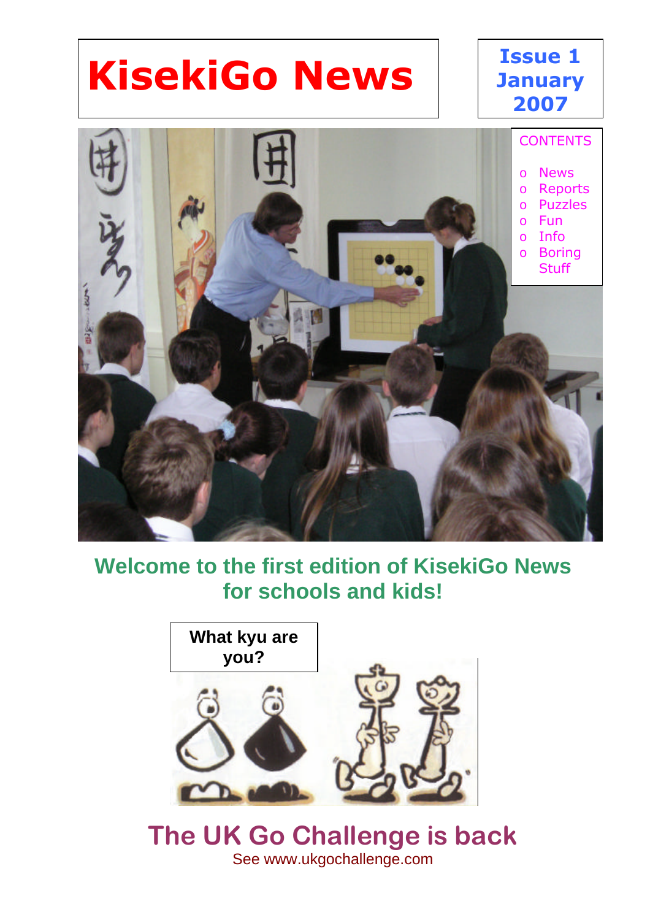# KisekiGo News

**Issue 1**
**January 2007**

CONTENTS

- News
- Reports
- Puzzles
- Fun
- Info
- Boring Stuff

## Welcome to the first edition of KisekiGo News for schools and kids!

**What kyu are you?**

## The UK Go Challenge is back

See www.ukgochallenge.com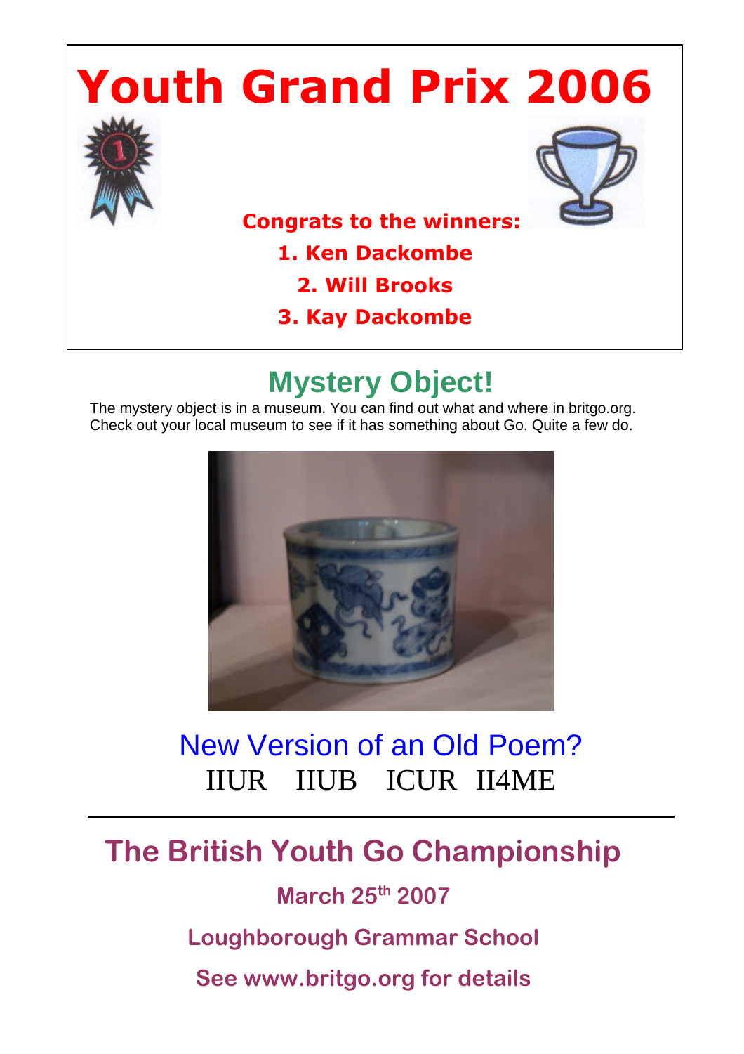# Youth Grand Prix 2006

**Congrats to the winners:**

**1. Ken Dackombe**

**2. Will Brooks**

**3. Kay Dackombe**

## Mystery Object!

The mystery object is in a museum. You can find out what and where in britgo.org. Check out your local museum to see if it has something about Go. Quite a few do.

## New Version of an Old Poem?

IIUR IIUB ICUR II4ME

---

## The British Youth Go Championship

**March 25th 2007**

**Loughborough Grammar School**

**See www.britgo.org for details**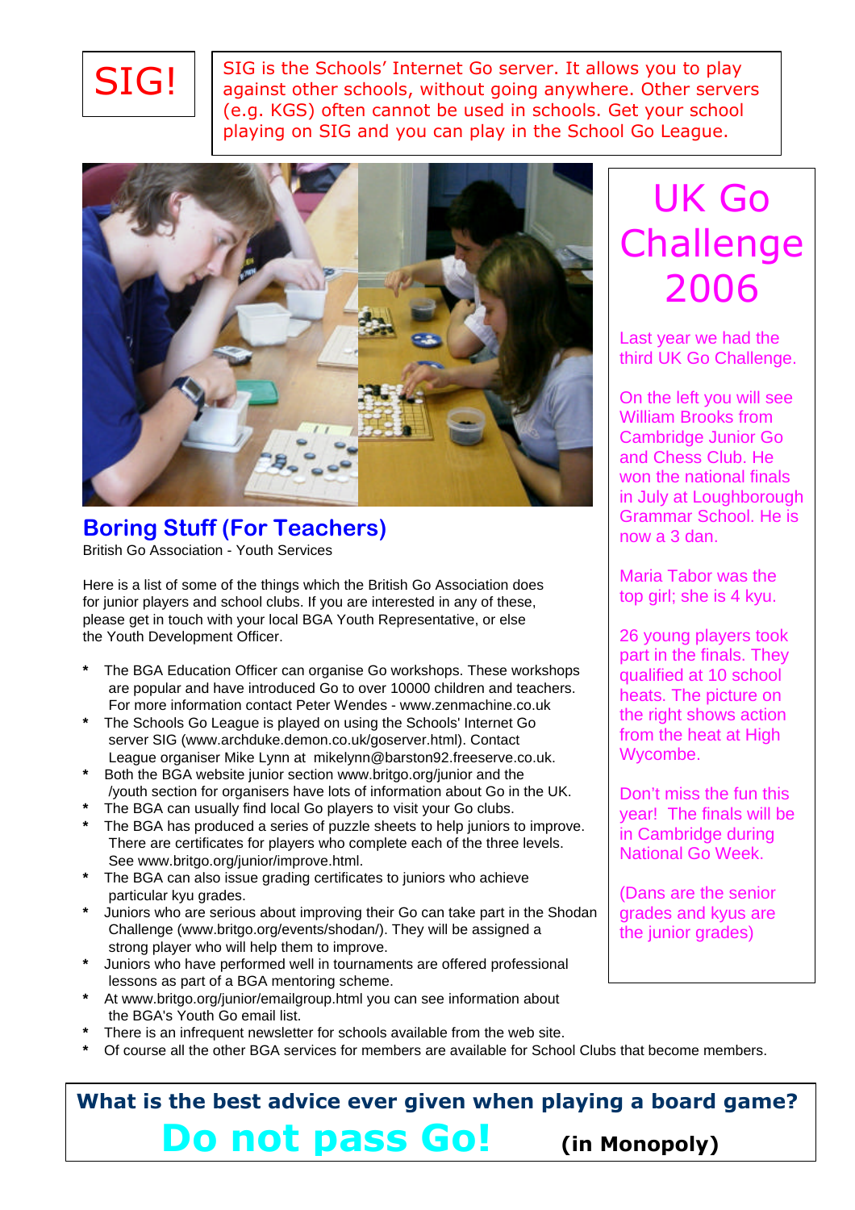# SIG!

SIG is the Schools' Internet Go server. It allows you to play against other schools, without going anywhere. Other servers (e.g. KGS) often cannot be used in schools. Get your school playing on SIG and you can play in the School Go League.

## UK Go Challenge 2006

Last year we had the third UK Go Challenge.

On the left you will see William Brooks from Cambridge Junior Go and Chess Club. He won the national finals in July at Loughborough Grammar School. He is now a 3 dan.

Maria Tabor was the top girl; she is 4 kyu.

26 young players took part in the finals. They qualified at 10 school heats. The picture on the right shows action from the heat at High Wycombe.

Don't miss the fun this year! The finals will be in Cambridge during National Go Week.

(Dans are the senior grades and kyus are the junior grades)

## Boring Stuff (For Teachers)

British Go Association - Youth Services

Here is a list of some of the things which the British Go Association does for junior players and school clubs. If you are interested in any of these, please get in touch with your local BGA Youth Representative, or else the Youth Development Officer.

* The BGA Education Officer can organise Go workshops. These workshops are popular and have introduced Go to over 10000 children and teachers. For more information contact Peter Wendes - www.zenmachine.co.uk
* The Schools Go League is played on using the Schools' Internet Go server SIG (www.archduke.demon.co.uk/goserver.html). Contact League organiser Mike Lynn at mikelynn@barston92.freeserve.co.uk.
* Both the BGA website junior section www.britgo.org/junior and the /youth section for organisers have lots of information about Go in the UK.
* The BGA can usually find local Go players to visit your Go clubs.
* The BGA has produced a series of puzzle sheets to help juniors to improve. There are certificates for players who complete each of the three levels. See www.britgo.org/junior/improve.html.
* The BGA can also issue grading certificates to juniors who achieve particular kyu grades.
* Juniors who are serious about improving their Go can take part in the Shodan Challenge (www.britgo.org/events/shodan/). They will be assigned a strong player who will help them to improve.
* Juniors who have performed well in tournaments are offered professional lessons as part of a BGA mentoring scheme.
* At www.britgo.org/junior/emailgroup.html you can see information about the BGA's Youth Go email list.
* There is an infrequent newsletter for schools available from the web site.
* Of course all the other BGA services for members are available for School Clubs that become members.

**What is the best advice ever given when playing a board game?**

**Do not pass Go!** **(in Monopoly)**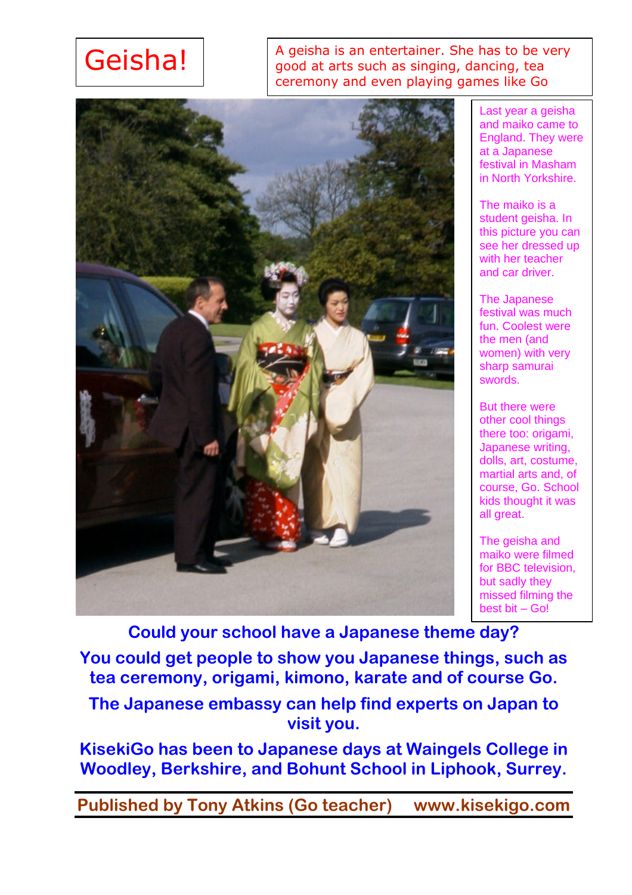# Geisha!

A geisha is an entertainer. She has to be very good at arts such as singing, dancing, tea ceremony and even playing games like Go

Last year a geisha and maiko came to England. They were at a Japanese festival in Masham in North Yorkshire.

The maiko is a student geisha. In this picture you can see her dressed up with her teacher and car driver.

The Japanese festival was much fun. Coolest were the men (and women) with very sharp samurai swords.

But there were other cool things there too: origami, Japanese writing, dolls, art, costume, martial arts and, of course, Go. School kids thought it was all great.

The geisha and maiko were filmed for BBC television, but sadly they missed filming the best bit – Go!

**Could your school have a Japanese theme day?**

**You could get people to show you Japanese things, such as tea ceremony, origami, kimono, karate and of course Go.**

**The Japanese embassy can help find experts on Japan to visit you.**

**KisekiGo has been to Japanese days at Waingels College in Woodley, Berkshire, and Bohunt School in Liphook, Surrey.**

**Published by Tony Atkins (Go teacher) www.kisekigo.com**